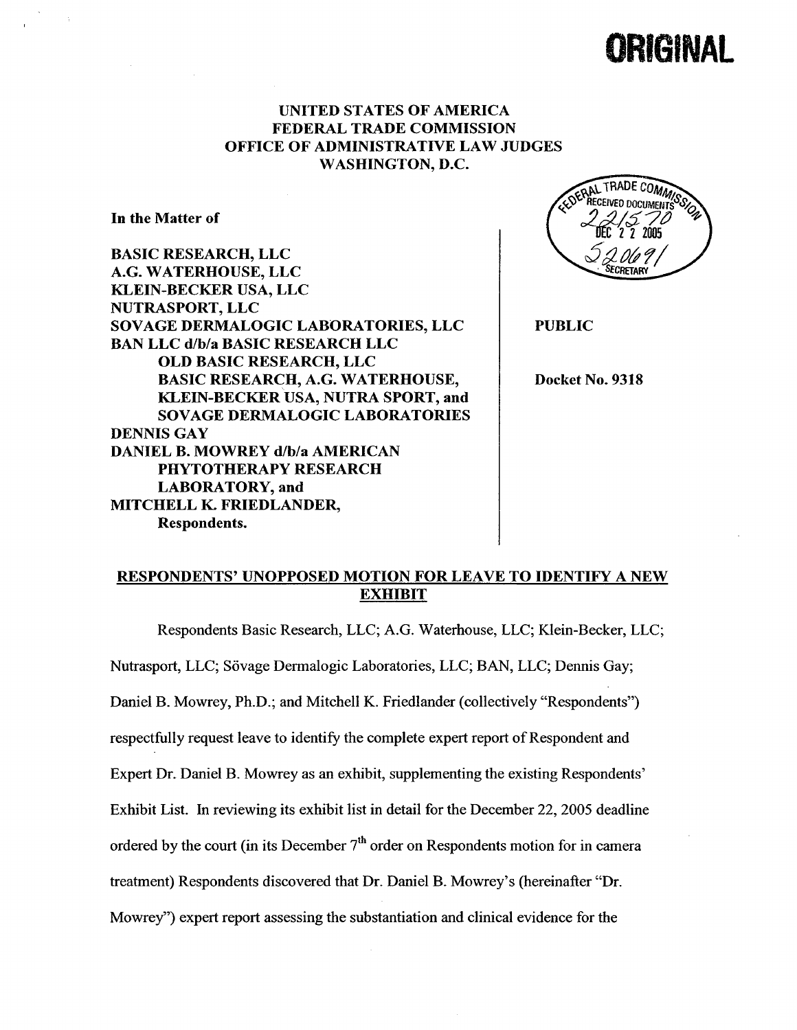**ORIGINAL**

UNITED STATES OF AMERICA
FEDERAL TRADE COMMISSION
OFFICE OF ADMINISTRATIVE LAW JUDGES
WASHINGTON, D.C.

FEDERAL TRADE COMMISSION RECEIVED DOCUMENTS 221570 DEC 22 2005 520691 SECRETARY

**In the Matter of**

**BASIC RESEARCH, LLC**
**A.G. WATERHOUSE, LLC**
**KLEIN-BECKER USA, LLC**
**NUTRASPORT, LLC**
**SOVAGE DERMALOGIC LABORATORIES, LLC**
**BAN LLC d/b/a BASIC RESEARCH LLC**
**OLD BASIC RESEARCH, LLC**
**BASIC RESEARCH, A.G. WATERHOUSE, KLEIN-BECKER USA, NUTRA SPORT, and SOVAGE DERMALOGIC LABORATORIES**
**DENNIS GAY**
**DANIEL B. MOWREY d/b/a AMERICAN PHYTOTHERAPY RESEARCH LABORATORY, and**
**MITCHELL K. FRIEDLANDER,**
**Respondents.**

**PUBLIC**

**Docket No. 9318**

**RESPONDENTS' UNOPPOSED MOTION FOR LEAVE TO IDENTIFY A NEW EXHIBIT**

Respondents Basic Research, LLC; A.G. Waterhouse, LLC; Klein-Becker, LLC; Nutrasport, LLC; Sövage Dermalogic Laboratories, LLC; BAN, LLC; Dennis Gay; Daniel B. Mowrey, Ph.D.; and Mitchell K. Friedlander (collectively "Respondents") respectfully request leave to identify the complete expert report of Respondent and Expert Dr. Daniel B. Mowrey as an exhibit, supplementing the existing Respondents' Exhibit List. In reviewing its exhibit list in detail for the December 22, 2005 deadline ordered by the court (in its December 7th order on Respondents motion for in camera treatment) Respondents discovered that Dr. Daniel B. Mowrey's (hereinafter "Dr. Mowrey") expert report assessing the substantiation and clinical evidence for the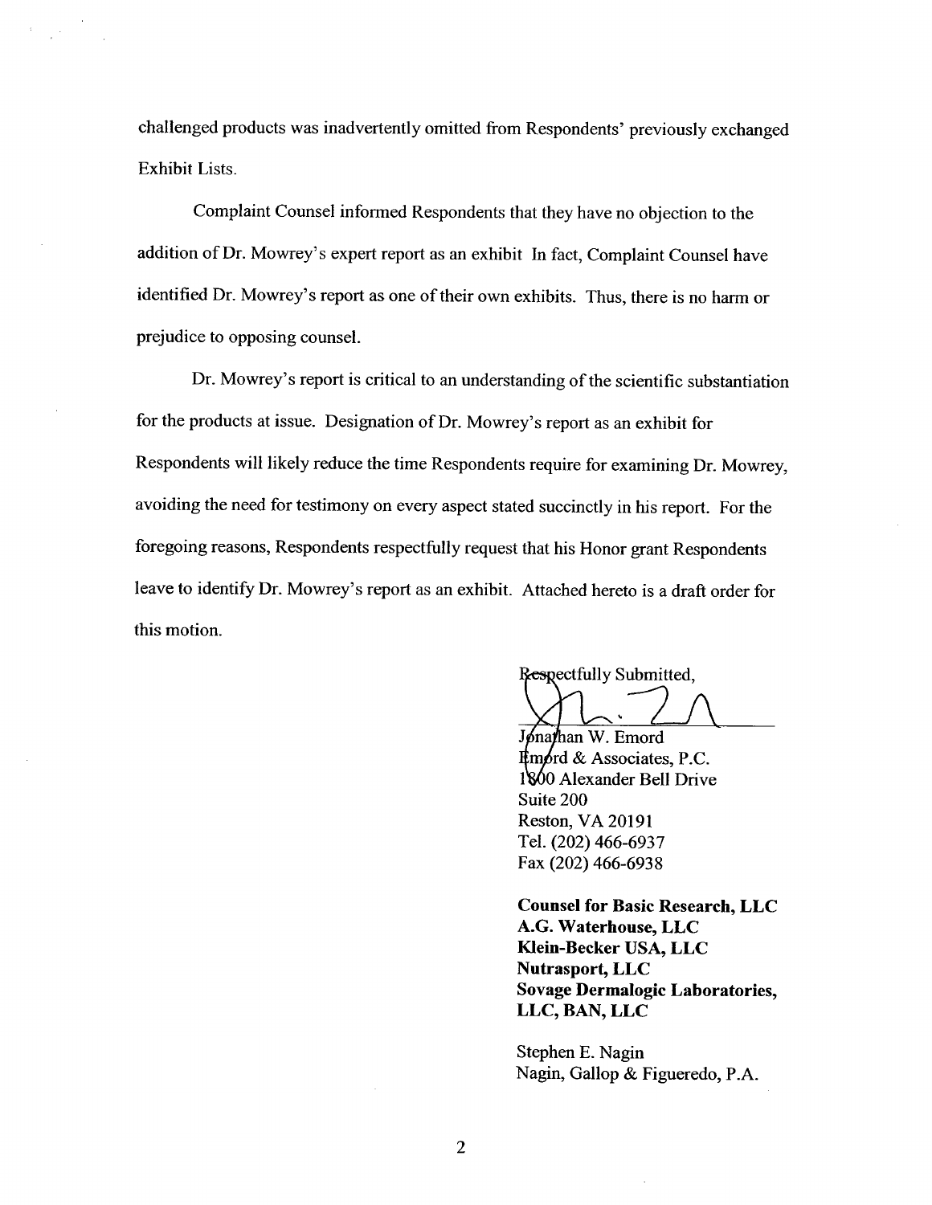challenged products was inadvertently omitted from Respondents' previously exchanged Exhibit Lists.

Complaint Counsel informed Respondents that they have no objection to the addition of Dr. Mowrey's expert report as an exhibit In fact, Complaint Counsel have identified Dr. Mowrey's report as one of their own exhibits. Thus, there is no harm or prejudice to opposing counsel.

Dr. Mowrey's report is critical to an understanding of the scientific substantiation for the products at issue. Designation of Dr. Mowrey's report as an exhibit for Respondents will likely reduce the time Respondents require for examining Dr. Mowrey, avoiding the need for testimony on every aspect stated succinctly in his report. For the foregoing reasons, Respondents respectfully request that his Honor grant Respondents leave to identify Dr. Mowrey's report as an exhibit. Attached hereto is a draft order for this motion.

Respectfully Submitted,

Jonathan W. Emord
Emord & Associates, P.C.
1800 Alexander Bell Drive
Suite 200
Reston, VA 20191
Tel. (202) 466-6937
Fax (202) 466-6938

**Counsel for Basic Research, LLC**
**A.G. Waterhouse, LLC**
**Klein-Becker USA, LLC**
**Nutrasport, LLC**
**Sovage Dermalogic Laboratories, LLC, BAN, LLC**

Stephen E. Nagin
Nagin, Gallop & Figueredo, P.A.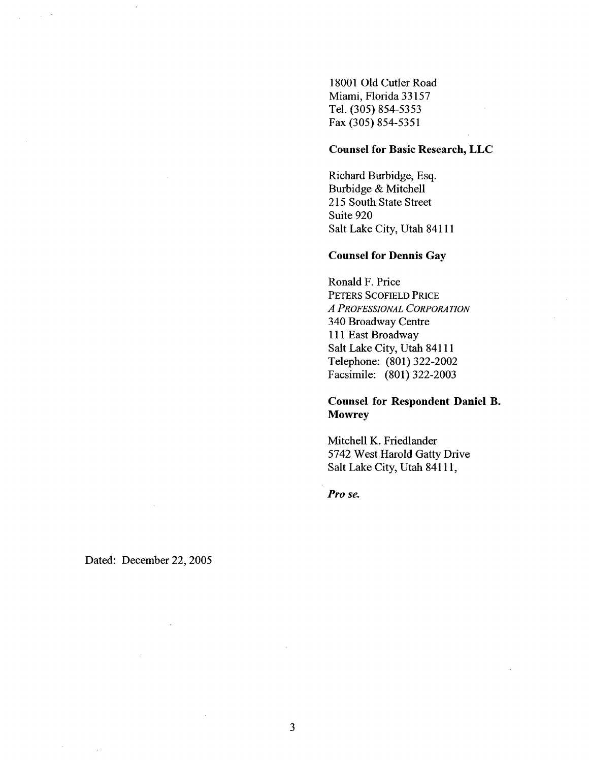18001 Old Cutler Road
Miami, Florida 33157
Tel. (305) 854-5353
Fax (305) 854-5351

**Counsel for Basic Research, LLC**

Richard Burbidge, Esq.
Burbidge & Mitchell
215 South State Street
Suite 920
Salt Lake City, Utah 84111

**Counsel for Dennis Gay**

Ronald F. Price
PETERS SCOFIELD PRICE
*A PROFESSIONAL CORPORATION*
340 Broadway Centre
111 East Broadway
Salt Lake City, Utah 84111
Telephone: (801) 322-2002
Facsimile: (801) 322-2003

**Counsel for Respondent Daniel B. Mowrey**

Mitchell K. Friedlander
5742 West Harold Gatty Drive
Salt Lake City, Utah 84111,

***Pro se.***

Dated: December 22, 2005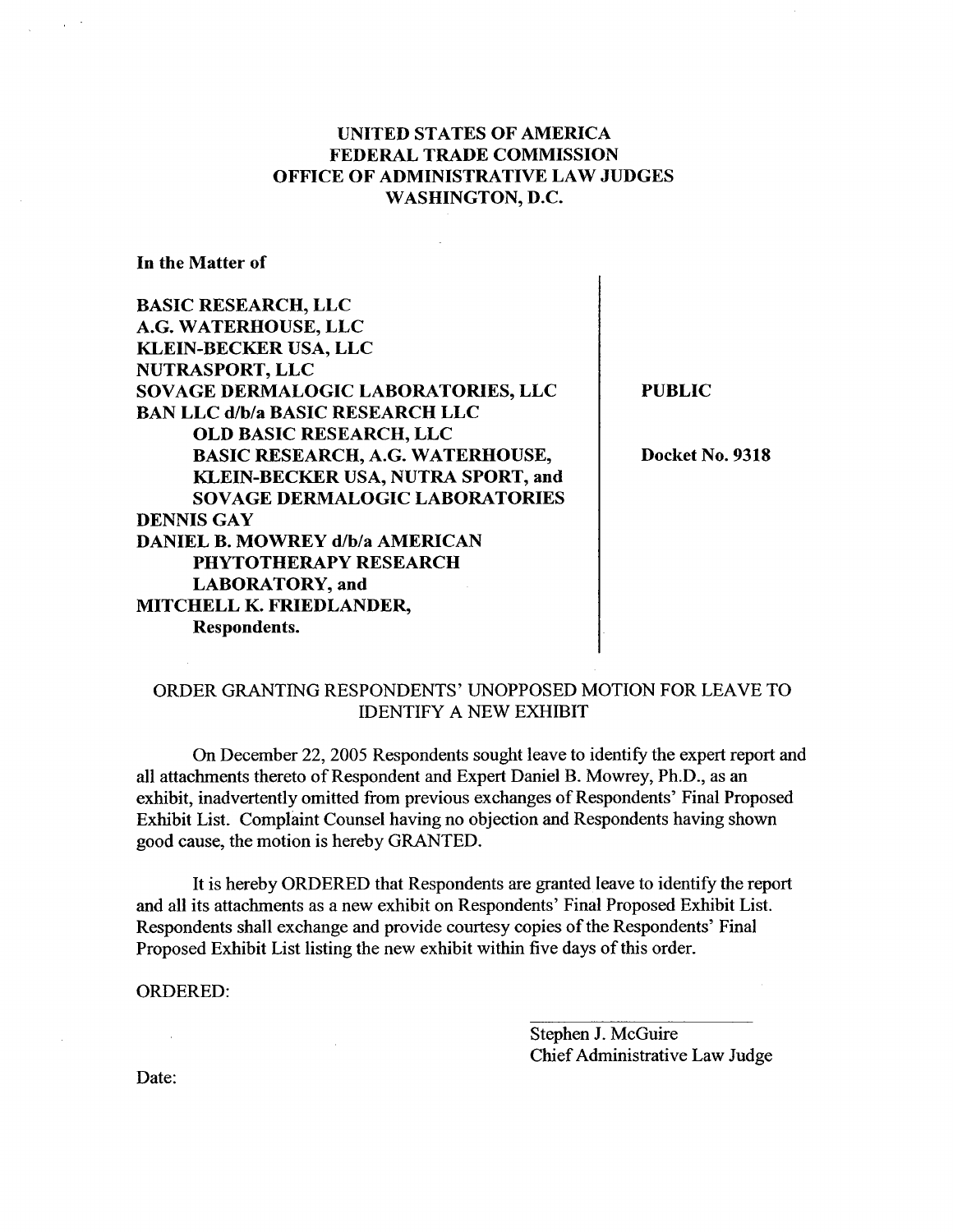**UNITED STATES OF AMERICA**
**FEDERAL TRADE COMMISSION**
**OFFICE OF ADMINISTRATIVE LAW JUDGES**
**WASHINGTON, D.C.**

**In the Matter of**

**BASIC RESEARCH, LLC**
**A.G. WATERHOUSE, LLC**
**KLEIN-BECKER USA, LLC**
**NUTRASPORT, LLC**
**SOVAGE DERMALOGIC LABORATORIES, LLC**
**BAN LLC d/b/a BASIC RESEARCH LLC**
**OLD BASIC RESEARCH, LLC**
**BASIC RESEARCH, A.G. WATERHOUSE,**
**KLEIN-BECKER USA, NUTRA SPORT, and**
**SOVAGE DERMALOGIC LABORATORIES**
**DENNIS GAY**
**DANIEL B. MOWREY d/b/a AMERICAN**
**PHYTOTHERAPY RESEARCH**
**LABORATORY, and**
**MITCHELL K. FRIEDLANDER,**
**Respondents.**

**PUBLIC**

**Docket No. 9318**

ORDER GRANTING RESPONDENTS' UNOPPOSED MOTION FOR LEAVE TO IDENTIFY A NEW EXHIBIT

On December 22, 2005 Respondents sought leave to identify the expert report and all attachments thereto of Respondent and Expert Daniel B. Mowrey, Ph.D., as an exhibit, inadvertently omitted from previous exchanges of Respondents' Final Proposed Exhibit List. Complaint Counsel having no objection and Respondents having shown good cause, the motion is hereby GRANTED.

It is hereby ORDERED that Respondents are granted leave to identify the report and all its attachments as a new exhibit on Respondents' Final Proposed Exhibit List. Respondents shall exchange and provide courtesy copies of the Respondents' Final Proposed Exhibit List listing the new exhibit within five days of this order.

ORDERED:

Stephen J. McGuire
Chief Administrative Law Judge

Date: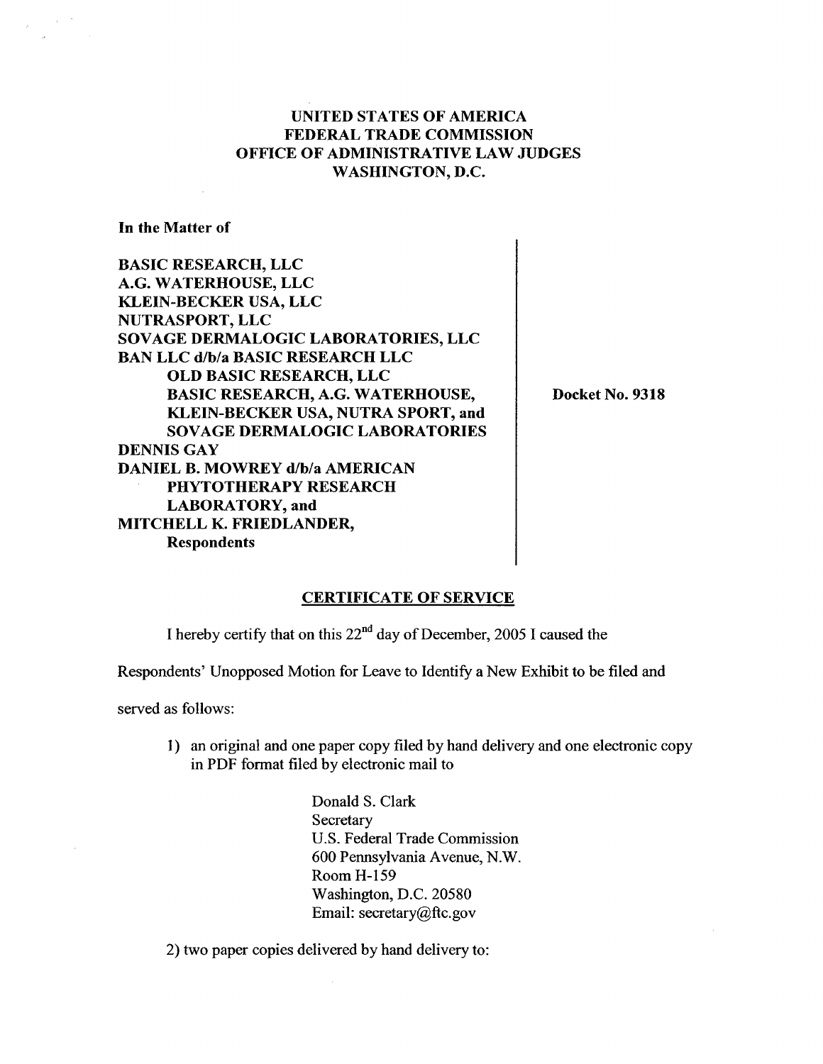**UNITED STATES OF AMERICA**
**FEDERAL TRADE COMMISSION**
**OFFICE OF ADMINISTRATIVE LAW JUDGES**
**WASHINGTON, D.C.**

**In the Matter of**

**BASIC RESEARCH, LLC**
**A.G. WATERHOUSE, LLC**
**KLEIN-BECKER USA, LLC**
**NUTRASPORT, LLC**
**SOVAGE DERMALOGIC LABORATORIES, LLC**
**BAN LLC d/b/a BASIC RESEARCH LLC**
**OLD BASIC RESEARCH, LLC**
**BASIC RESEARCH, A.G. WATERHOUSE, KLEIN-BECKER USA, NUTRA SPORT, and SOVAGE DERMALOGIC LABORATORIES**
**DENNIS GAY**
**DANIEL B. MOWREY d/b/a AMERICAN PHYTOTHERAPY RESEARCH LABORATORY, and**
**MITCHELL K. FRIEDLANDER,**
**Respondents**

**Docket No. 9318**

**CERTIFICATE OF SERVICE**

I hereby certify that on this 22nd day of December, 2005 I caused the Respondents' Unopposed Motion for Leave to Identify a New Exhibit to be filed and served as follows:

1) an original and one paper copy filed by hand delivery and one electronic copy in PDF format filed by electronic mail to

   Donald S. Clark
   Secretary
   U.S. Federal Trade Commission
   600 Pennsylvania Avenue, N.W.
   Room H-159
   Washington, D.C. 20580
   Email: secretary@ftc.gov

2) two paper copies delivered by hand delivery to: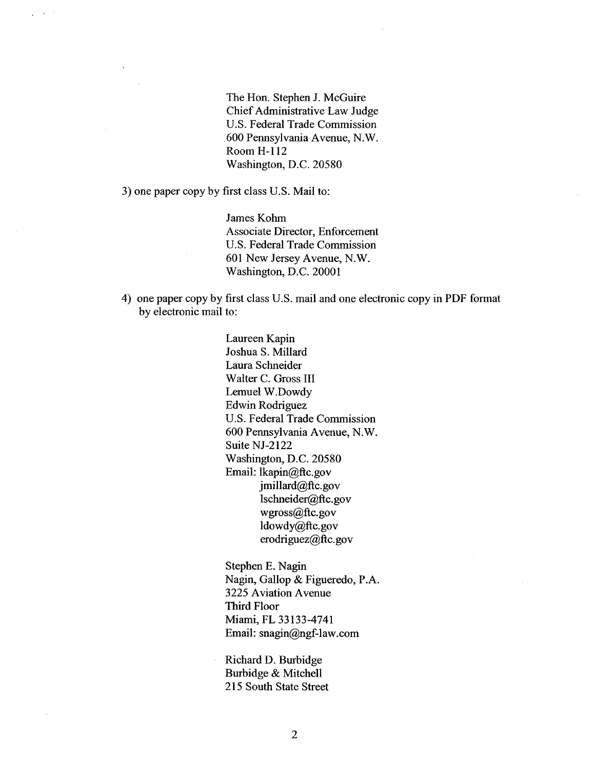The Hon. Stephen J. McGuire
Chief Administrative Law Judge
U.S. Federal Trade Commission
600 Pennsylvania Avenue, N.W.
Room H-112
Washington, D.C. 20580

3) one paper copy by first class U.S. Mail to:

James Kohm
Associate Director, Enforcement
U.S. Federal Trade Commission
601 New Jersey Avenue, N.W.
Washington, D.C. 20001

4) one paper copy by first class U.S. mail and one electronic copy in PDF format by electronic mail to:

Laureen Kapin
Joshua S. Millard
Laura Schneider
Walter C. Gross III
Lemuel W.Dowdy
Edwin Rodriguez
U.S. Federal Trade Commission
600 Pennsylvania Avenue, N.W.
Suite NJ-2122
Washington, D.C. 20580
Email: lkapin@ftc.gov
jmillard@ftc.gov
lschneider@ftc.gov
wgross@ftc.gov
ldowdy@ftc.gov
erodriguez@ftc.gov

Stephen E. Nagin
Nagin, Gallop & Figueredo, P.A.
3225 Aviation Avenue
Third Floor
Miami, FL 33133-4741
Email: snagin@ngf-law.com

Richard D. Burbidge
Burbidge & Mitchell
215 South State Street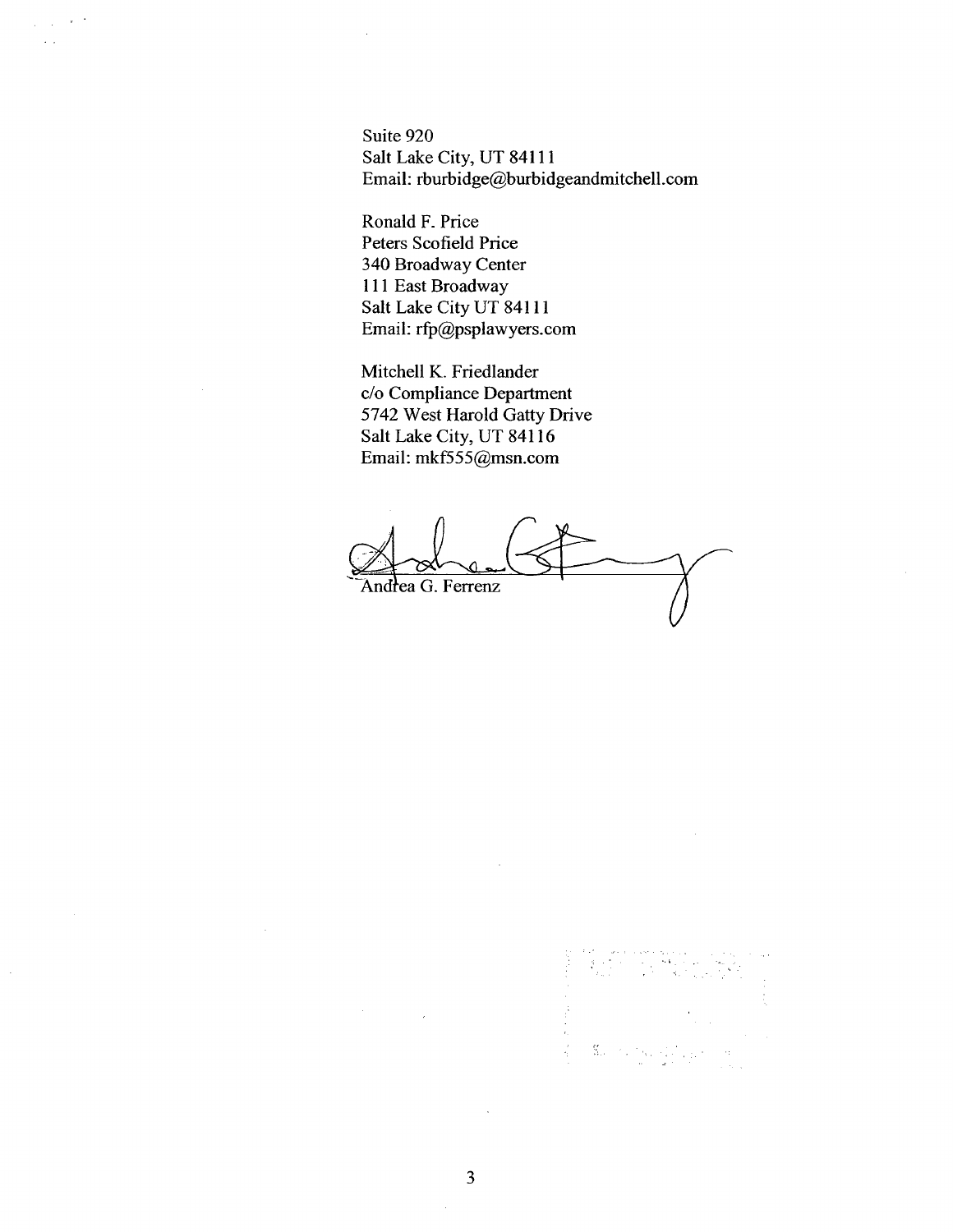Suite 920
Salt Lake City, UT 84111
Email: rburbidge@burbidgeandmitchell.com

Ronald F. Price
Peters Scofield Price
340 Broadway Center
111 East Broadway
Salt Lake City UT 84111
Email: rfp@psplawyers.com

Mitchell K. Friedlander
c/o Compliance Department
5742 West Harold Gatty Drive
Salt Lake City, UT 84116
Email: mkf555@msn.com

Andrea G. Ferrenz